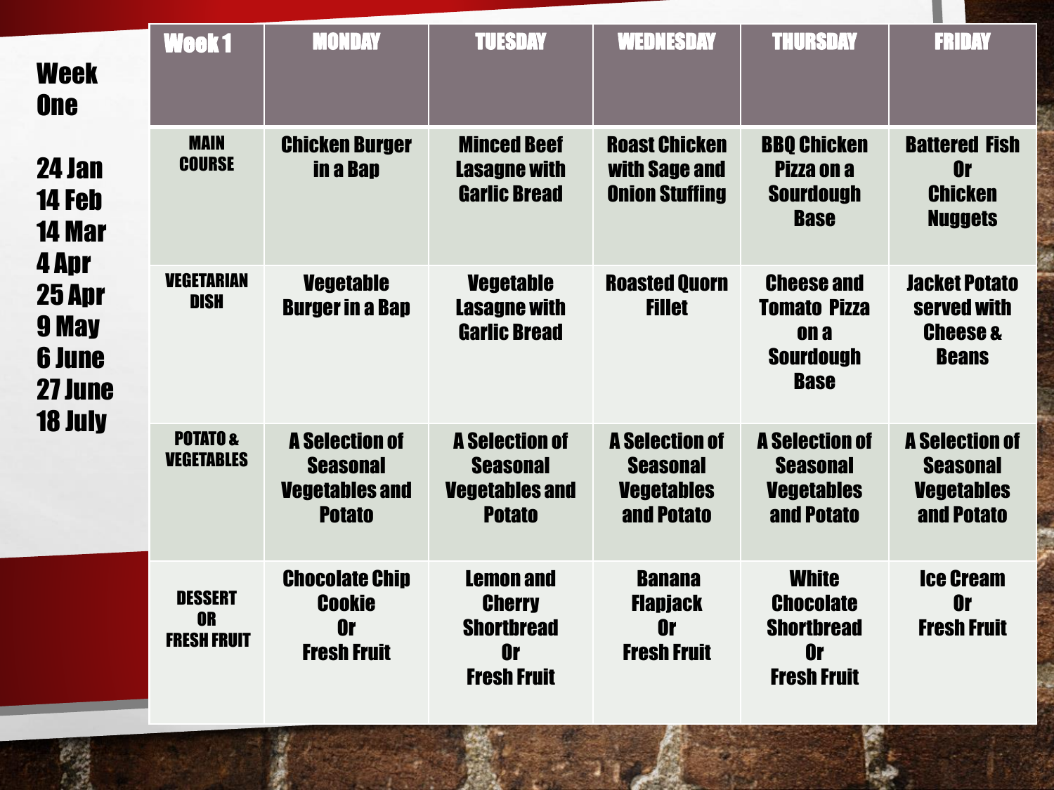# Week One

24 Jan
14 Feb
14 Mar
4 Apr
25 Apr
9 May
6 June
27 June
18 July

| Week 1 | MONDAY | TUESDAY | WEDNESDAY | THURSDAY | FRIDAY |
| --- | --- | --- | --- | --- | --- |
| MAIN COURSE | Chicken Burger in a Bap | Minced Beef Lasagne with Garlic Bread | Roast Chicken with Sage and Onion Stuffing | BBQ Chicken Pizza on a Sourdough Base | Battered Fish Or Chicken Nuggets |
| VEGETARIAN DISH | Vegetable Burger in a Bap | Vegetable Lasagne with Garlic Bread | Roasted Quorn Fillet | Cheese and Tomato Pizza on a Sourdough Base | Jacket Potato served with Cheese & Beans |
| POTATO & VEGETABLES | A Selection of Seasonal Vegetables and Potato | A Selection of Seasonal Vegetables and Potato | A Selection of Seasonal Vegetables and Potato | A Selection of Seasonal Vegetables and Potato | A Selection of Seasonal Vegetables and Potato |
| DESSERT OR FRESH FRUIT | Chocolate Chip Cookie Or Fresh Fruit | Lemon and Cherry Shortbread Or Fresh Fruit | Banana Flapjack Or Fresh Fruit | White Chocolate Shortbread Or Fresh Fruit | Ice Cream Or Fresh Fruit |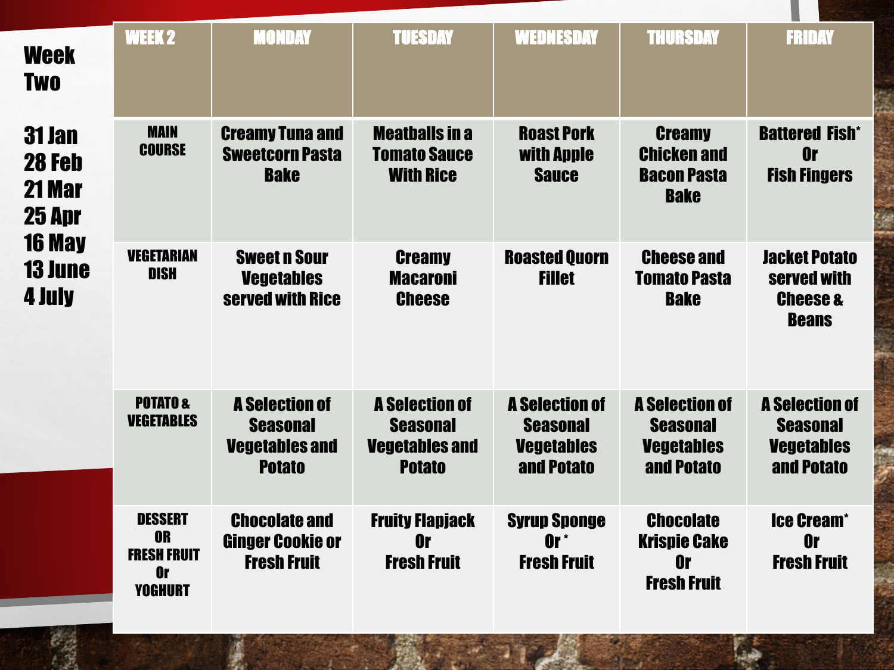## Week Two

31 Jan
28 Feb
21 Mar
25 Apr
16 May
13 June
4 July

| WEEK 2 | MONDAY | TUESDAY | WEDNESDAY | THURSDAY | FRIDAY |
|---|---|---|---|---|---|
| MAIN COURSE | Creamy Tuna and Sweetcorn Pasta Bake | Meatballs in a Tomato Sauce With Rice | Roast Pork with Apple Sauce | Creamy Chicken and Bacon Pasta Bake | Battered Fish* Or Fish Fingers |
| VEGETARIAN DISH | Sweet n Sour Vegetables served with Rice | Creamy Macaroni Cheese | Roasted Quorn Fillet | Cheese and Tomato Pasta Bake | Jacket Potato served with Cheese & Beans |
| POTATO & VEGETABLES | A Selection of Seasonal Vegetables and Potato | A Selection of Seasonal Vegetables and Potato | A Selection of Seasonal Vegetables and Potato | A Selection of Seasonal Vegetables and Potato | A Selection of Seasonal Vegetables and Potato |
| DESSERT OR FRESH FRUIT Or YOGHURT | Chocolate and Ginger Cookie or Fresh Fruit | Fruity Flapjack Or Fresh Fruit | Syrup Sponge Or * Fresh Fruit | Chocolate Krispie Cake Or Fresh Fruit | Ice Cream* Or Fresh Fruit |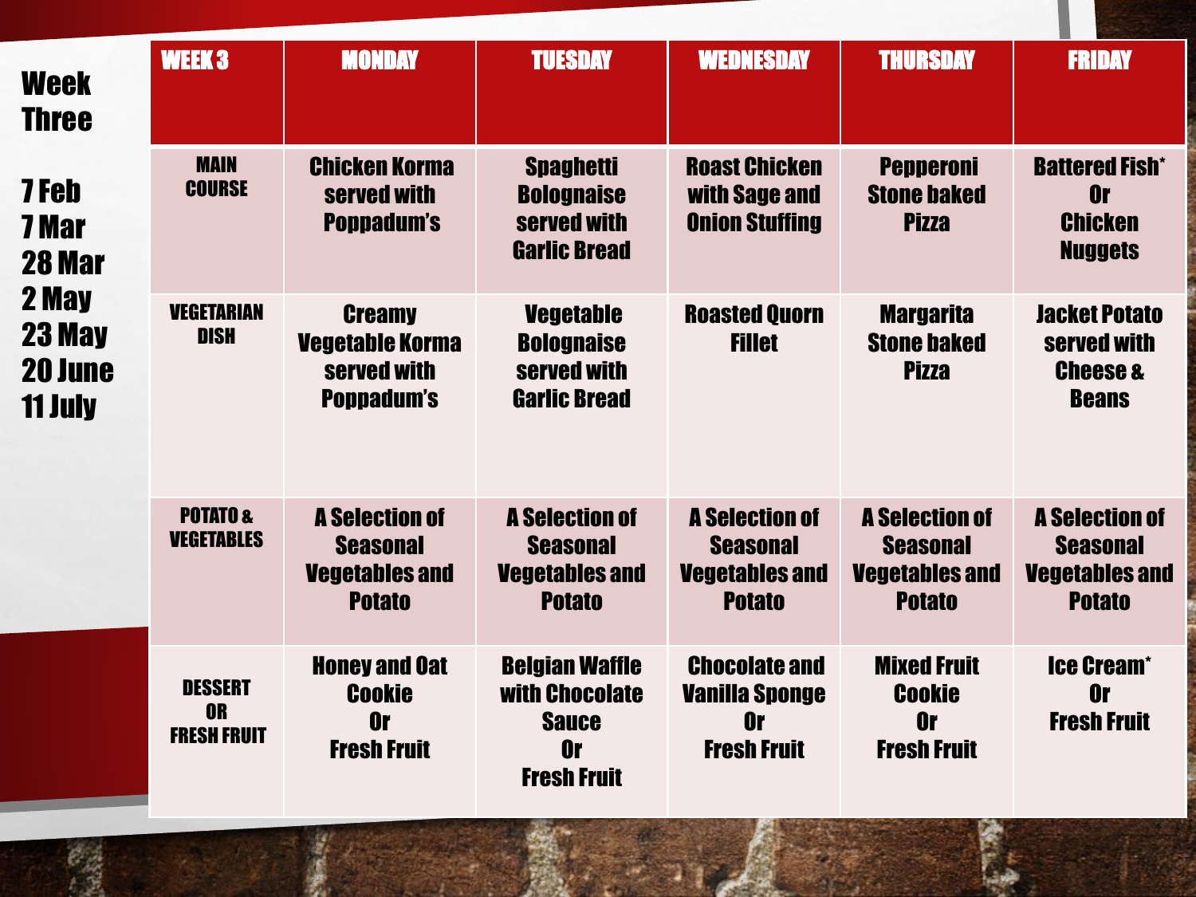# Week Three

7 Feb
7 Mar
28 Mar
2 May
23 May
20 June
11 July

| WEEK 3 | MONDAY | TUESDAY | WEDNESDAY | THURSDAY | FRIDAY |
|---|---|---|---|---|---|
| MAIN COURSE | Chicken Korma served with Poppadum's | Spaghetti Bolognaise served with Garlic Bread | Roast Chicken with Sage and Onion Stuffing | Pepperoni Stone baked Pizza | Battered Fish* Or Chicken Nuggets |
| VEGETARIAN DISH | Creamy Vegetable Korma served with Poppadum's | Vegetable Bolognaise served with Garlic Bread | Roasted Quorn Fillet | Margarita Stone baked Pizza | Jacket Potato served with Cheese & Beans |
| POTATO & VEGETABLES | A Selection of Seasonal Vegetables and Potato | A Selection of Seasonal Vegetables and Potato | A Selection of Seasonal Vegetables and Potato | A Selection of Seasonal Vegetables and Potato | A Selection of Seasonal Vegetables and Potato |
| DESSERT OR FRESH FRUIT | Honey and Oat Cookie Or Fresh Fruit | Belgian Waffle with Chocolate Sauce Or Fresh Fruit | Chocolate and Vanilla Sponge Or Fresh Fruit | Mixed Fruit Cookie Or Fresh Fruit | Ice Cream* Or Fresh Fruit |